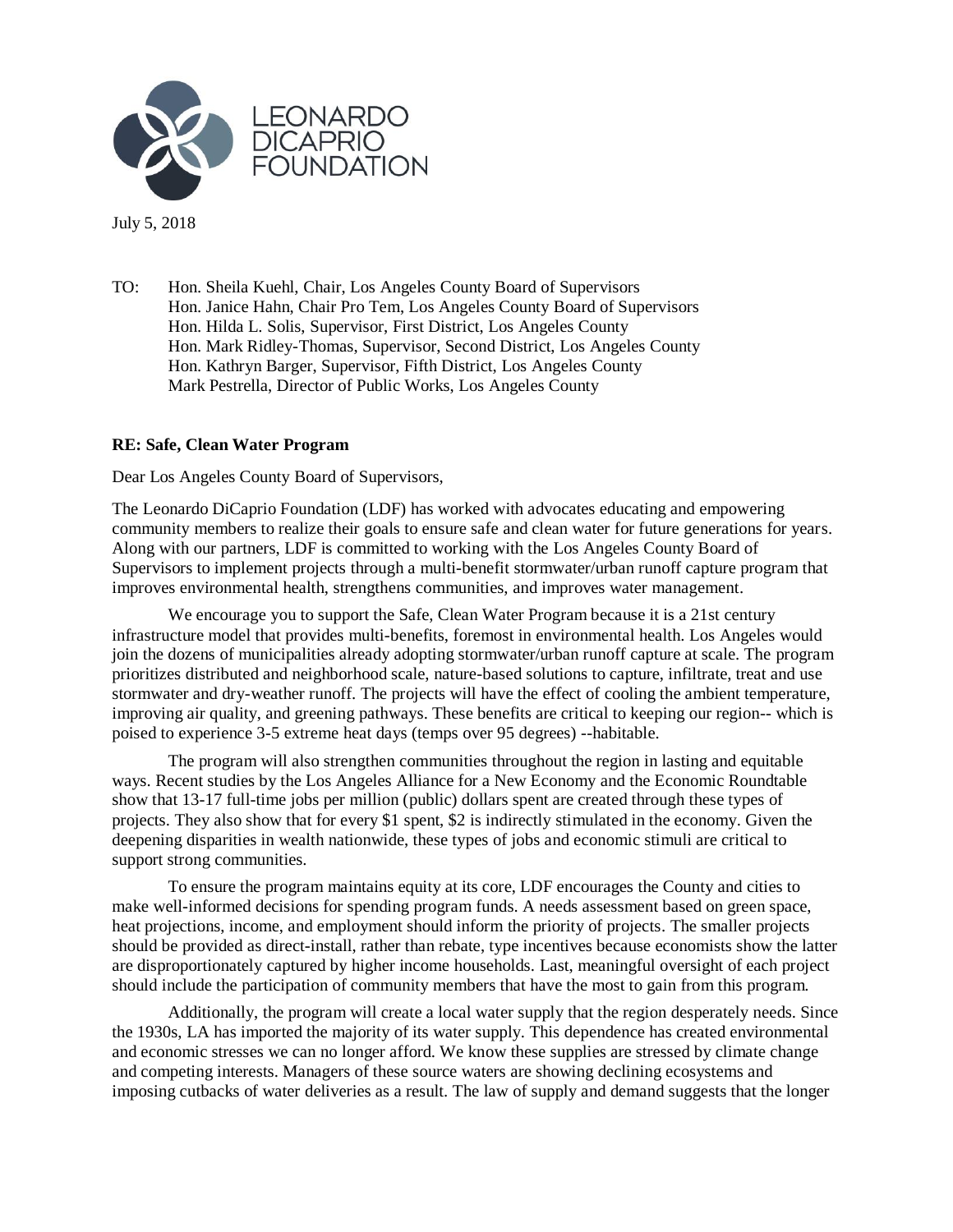LEONARDO DICAPRIO FOUNDATION

July 5, 2018

TO: Hon. Sheila Kuehl, Chair, Los Angeles County Board of Supervisors
Hon. Janice Hahn, Chair Pro Tem, Los Angeles County Board of Supervisors
Hon. Hilda L. Solis, Supervisor, First District, Los Angeles County
Hon. Mark Ridley-Thomas, Supervisor, Second District, Los Angeles County
Hon. Kathryn Barger, Supervisor, Fifth District, Los Angeles County
Mark Pestrella, Director of Public Works, Los Angeles County

**RE: Safe, Clean Water Program**

Dear Los Angeles County Board of Supervisors,

The Leonardo DiCaprio Foundation (LDF) has worked with advocates educating and empowering community members to realize their goals to ensure safe and clean water for future generations for years. Along with our partners, LDF is committed to working with the Los Angeles County Board of Supervisors to implement projects through a multi-benefit stormwater/urban runoff capture program that improves environmental health, strengthens communities, and improves water management.

We encourage you to support the Safe, Clean Water Program because it is a 21st century infrastructure model that provides multi-benefits, foremost in environmental health. Los Angeles would join the dozens of municipalities already adopting stormwater/urban runoff capture at scale. The program prioritizes distributed and neighborhood scale, nature-based solutions to capture, infiltrate, treat and use stormwater and dry-weather runoff. The projects will have the effect of cooling the ambient temperature, improving air quality, and greening pathways. These benefits are critical to keeping our region-- which is poised to experience 3-5 extreme heat days (temps over 95 degrees) --habitable.

The program will also strengthen communities throughout the region in lasting and equitable ways. Recent studies by the Los Angeles Alliance for a New Economy and the Economic Roundtable show that 13-17 full-time jobs per million (public) dollars spent are created through these types of projects. They also show that for every $1 spent, $2 is indirectly stimulated in the economy. Given the deepening disparities in wealth nationwide, these types of jobs and economic stimuli are critical to support strong communities.

To ensure the program maintains equity at its core, LDF encourages the County and cities to make well-informed decisions for spending program funds. A needs assessment based on green space, heat projections, income, and employment should inform the priority of projects. The smaller projects should be provided as direct-install, rather than rebate, type incentives because economists show the latter are disproportionately captured by higher income households. Last, meaningful oversight of each project should include the participation of community members that have the most to gain from this program.

Additionally, the program will create a local water supply that the region desperately needs. Since the 1930s, LA has imported the majority of its water supply. This dependence has created environmental and economic stresses we can no longer afford. We know these supplies are stressed by climate change and competing interests. Managers of these source waters are showing declining ecosystems and imposing cutbacks of water deliveries as a result. The law of supply and demand suggests that the longer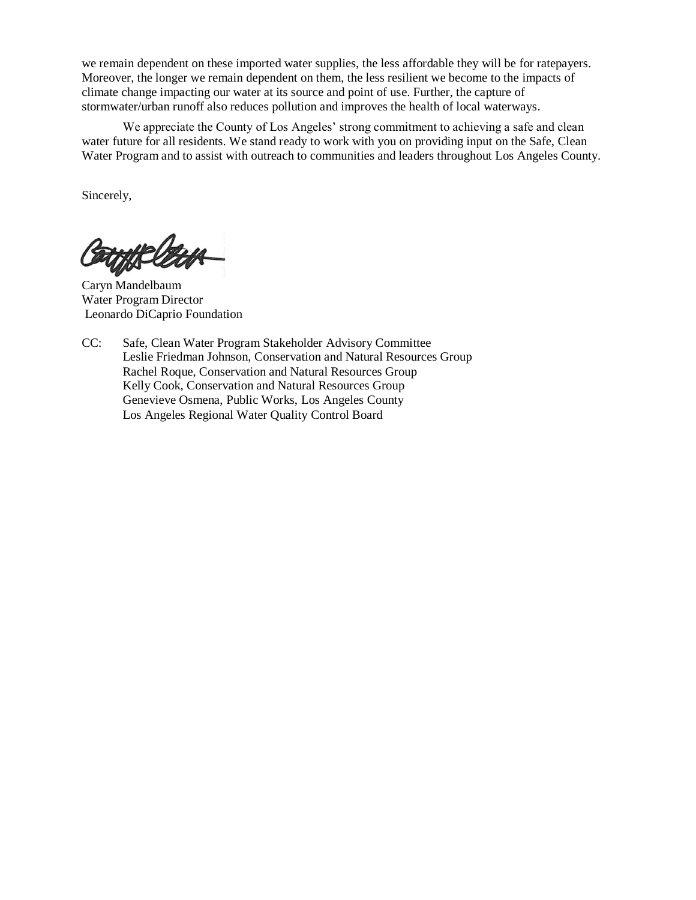we remain dependent on these imported water supplies, the less affordable they will be for ratepayers. Moreover, the longer we remain dependent on them, the less resilient we become to the impacts of climate change impacting our water at its source and point of use. Further, the capture of stormwater/urban runoff also reduces pollution and improves the health of local waterways.

We appreciate the County of Los Angeles' strong commitment to achieving a safe and clean water future for all residents. We stand ready to work with you on providing input on the Safe, Clean Water Program and to assist with outreach to communities and leaders throughout Los Angeles County.

Sincerely,

Caryn Mandelbaum
Water Program Director
Leonardo DiCaprio Foundation

CC: Safe, Clean Water Program Stakeholder Advisory Committee
Leslie Friedman Johnson, Conservation and Natural Resources Group
Rachel Roque, Conservation and Natural Resources Group
Kelly Cook, Conservation and Natural Resources Group
Genevieve Osmena, Public Works, Los Angeles County
Los Angeles Regional Water Quality Control Board